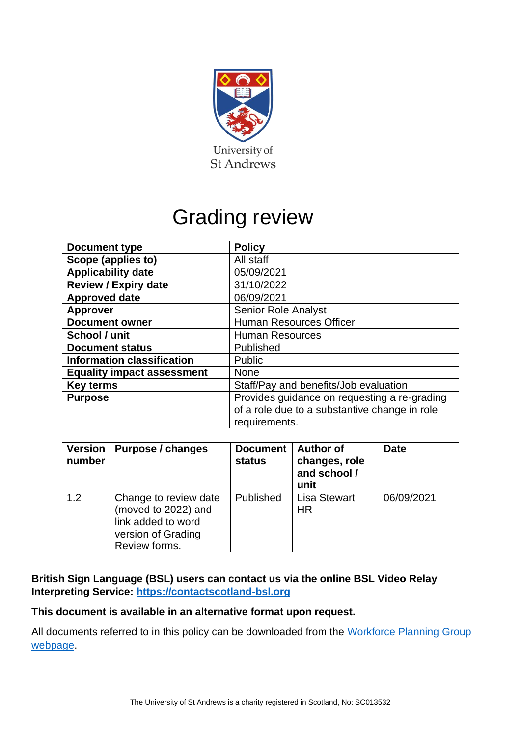University of St Andrews

# Grading review

| Document type | Policy |
|---|---|
| Scope (applies to) | All staff |
| Applicability date | 05/09/2021 |
| Review / Expiry date | 31/10/2022 |
| Approved date | 06/09/2021 |
| Approver | Senior Role Analyst |
| Document owner | Human Resources Officer |
| School / unit | Human Resources |
| Document status | Published |
| Information classification | Public |
| Equality impact assessment | None |
| Key terms | Staff/Pay and benefits/Job evaluation |
| Purpose | Provides guidance on requesting a re-grading of a role due to a substantive change in role requirements. |

| Version number | Purpose / changes | Document status | Author of changes, role and school / unit | Date |
|---|---|---|---|---|
| 1.2 | Change to review date (moved to 2022) and link added to word version of Grading Review forms. | Published | Lisa Stewart HR | 06/09/2021 |

**British Sign Language (BSL) users can contact us via the online BSL Video Relay Interpreting Service: [https://contactscotland-bsl.org](https://contactscotland-bsl.org)**

**This document is available in an alternative format upon request.**

All documents referred to in this policy can be downloaded from the [Workforce Planning Group webpage](#).

The University of St Andrews is a charity registered in Scotland, No: SC013532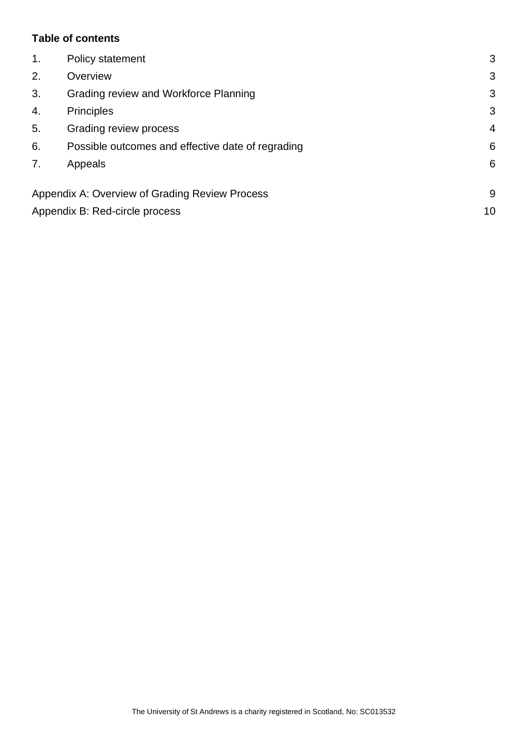**Table of contents**

| | | |
|---|---|---|
| 1. | Policy statement | 3 |
| 2. | Overview | 3 |
| 3. | Grading review and Workforce Planning | 3 |
| 4. | Principles | 3 |
| 5. | Grading review process | 4 |
| 6. | Possible outcomes and effective date of regrading | 6 |
| 7. | Appeals | 6 |
| Appendix A: Overview of Grading Review Process | | 9 |
| Appendix B: Red-circle process | | 10 |

The University of St Andrews is a charity registered in Scotland, No: SC013532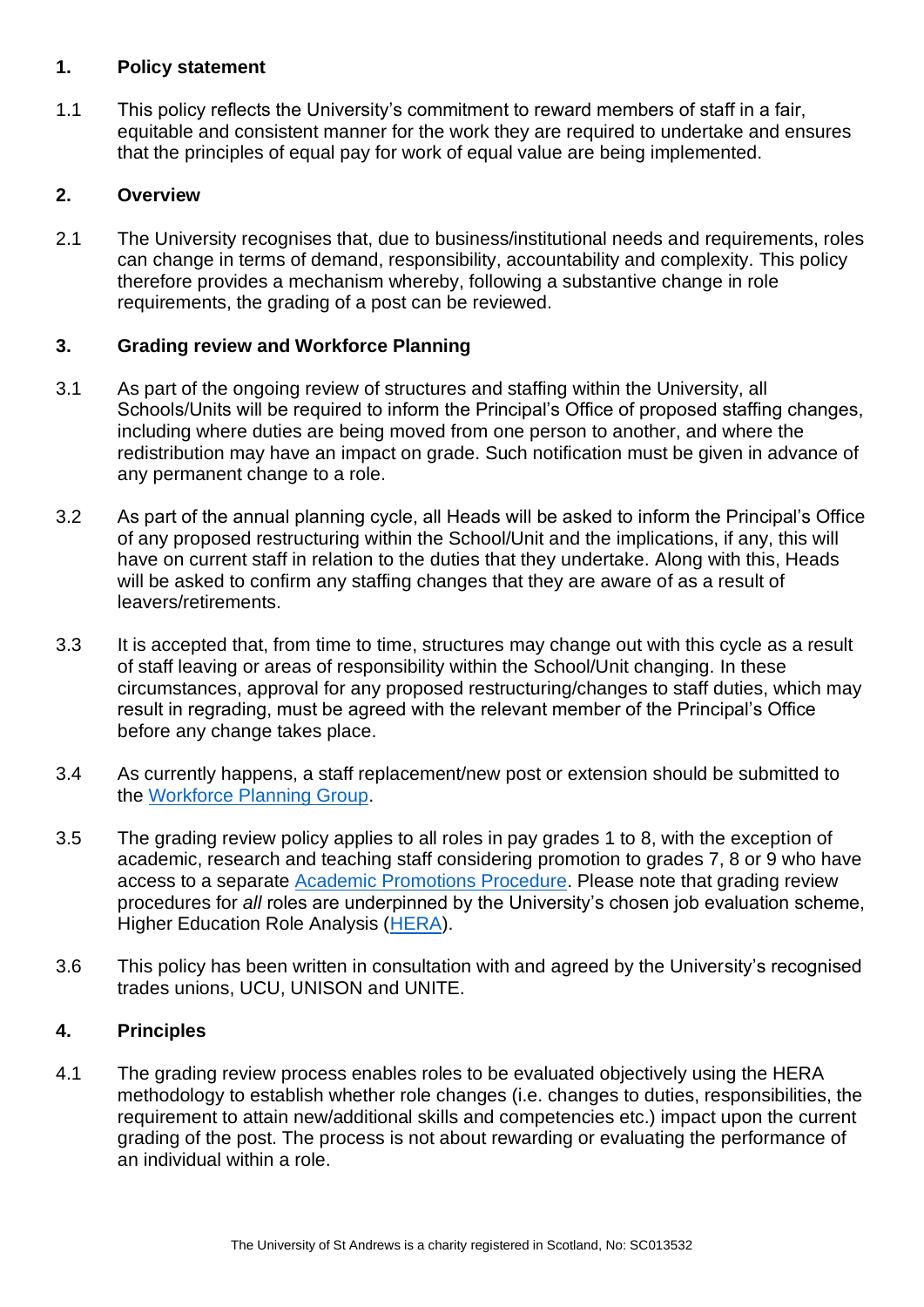## 1. Policy statement

1.1 This policy reflects the University's commitment to reward members of staff in a fair, equitable and consistent manner for the work they are required to undertake and ensures that the principles of equal pay for work of equal value are being implemented.

## 2. Overview

2.1 The University recognises that, due to business/institutional needs and requirements, roles can change in terms of demand, responsibility, accountability and complexity. This policy therefore provides a mechanism whereby, following a substantive change in role requirements, the grading of a post can be reviewed.

## 3. Grading review and Workforce Planning

3.1 As part of the ongoing review of structures and staffing within the University, all Schools/Units will be required to inform the Principal's Office of proposed staffing changes, including where duties are being moved from one person to another, and where the redistribution may have an impact on grade. Such notification must be given in advance of any permanent change to a role.

3.2 As part of the annual planning cycle, all Heads will be asked to inform the Principal's Office of any proposed restructuring within the School/Unit and the implications, if any, this will have on current staff in relation to the duties that they undertake. Along with this, Heads will be asked to confirm any staffing changes that they are aware of as a result of leavers/retirements.

3.3 It is accepted that, from time to time, structures may change out with this cycle as a result of staff leaving or areas of responsibility within the School/Unit changing. In these circumstances, approval for any proposed restructuring/changes to staff duties, which may result in regrading, must be agreed with the relevant member of the Principal's Office before any change takes place.

3.4 As currently happens, a staff replacement/new post or extension should be submitted to the [Workforce Planning Group](#).

3.5 The grading review policy applies to all roles in pay grades 1 to 8, with the exception of academic, research and teaching staff considering promotion to grades 7, 8 or 9 who have access to a separate [Academic Promotions Procedure](#). Please note that grading review procedures for *all* roles are underpinned by the University's chosen job evaluation scheme, Higher Education Role Analysis ([HERA](#)).

3.6 This policy has been written in consultation with and agreed by the University's recognised trades unions, UCU, UNISON and UNITE.

## 4. Principles

4.1 The grading review process enables roles to be evaluated objectively using the HERA methodology to establish whether role changes (i.e. changes to duties, responsibilities, the requirement to attain new/additional skills and competencies etc.) impact upon the current grading of the post. The process is not about rewarding or evaluating the performance of an individual within a role.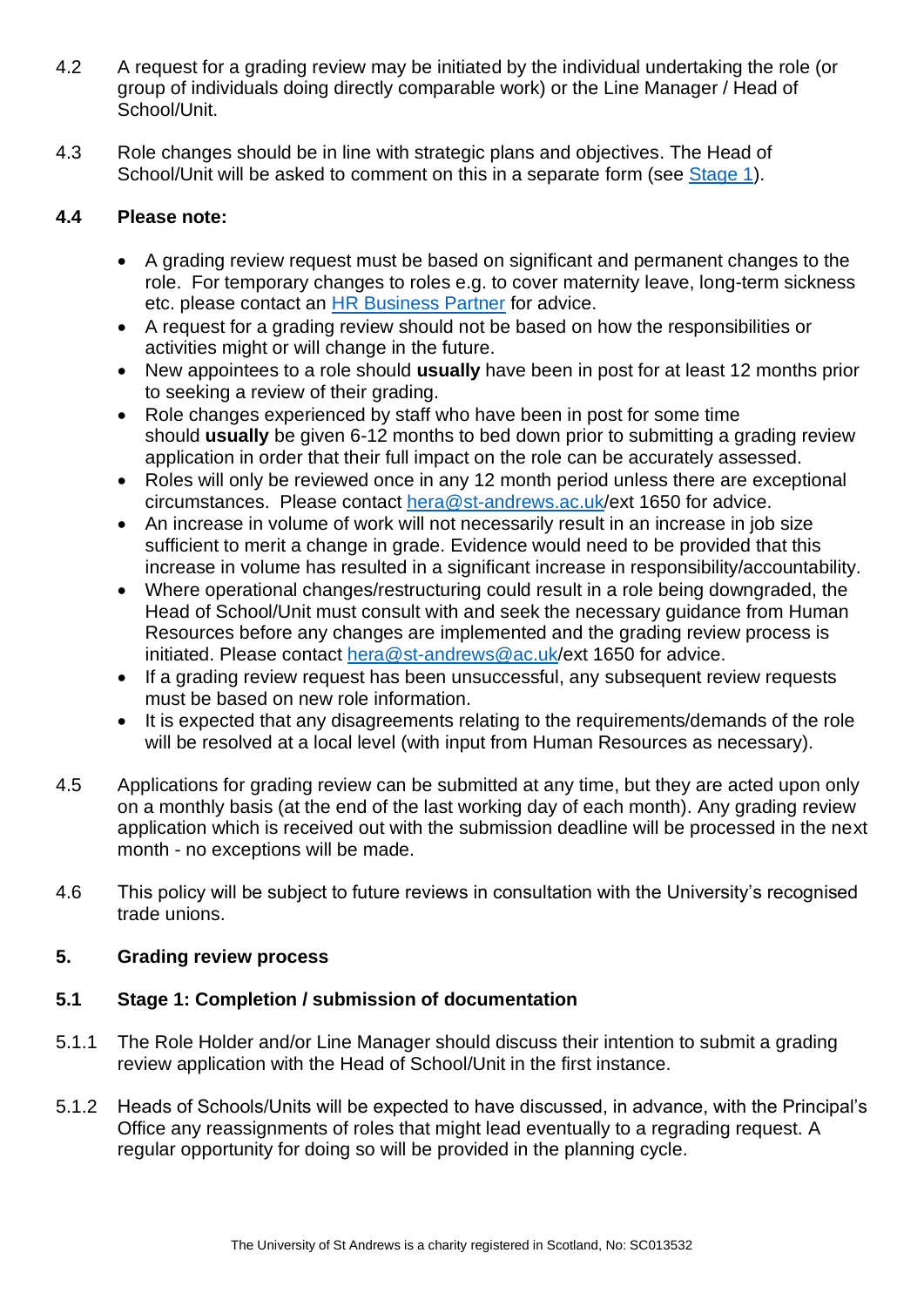4.2 A request for a grading review may be initiated by the individual undertaking the role (or group of individuals doing directly comparable work) or the Line Manager / Head of School/Unit.

4.3 Role changes should be in line with strategic plans and objectives. The Head of School/Unit will be asked to comment on this in a separate form (see [Stage 1](#)).

**4.4 Please note:**

- A grading review request must be based on significant and permanent changes to the role. For temporary changes to roles e.g. to cover maternity leave, long-term sickness etc. please contact an [HR Business Partner](#) for advice.
- A request for a grading review should not be based on how the responsibilities or activities might or will change in the future.
- New appointees to a role should **usually** have been in post for at least 12 months prior to seeking a review of their grading.
- Role changes experienced by staff who have been in post for some time should **usually** be given 6-12 months to bed down prior to submitting a grading review application in order that their full impact on the role can be accurately assessed.
- Roles will only be reviewed once in any 12 month period unless there are exceptional circumstances. Please contact [hera@st-andrews.ac.uk](mailto:hera@st-andrews.ac.uk)/ext 1650 for advice.
- An increase in volume of work will not necessarily result in an increase in job size sufficient to merit a change in grade. Evidence would need to be provided that this increase in volume has resulted in a significant increase in responsibility/accountability.
- Where operational changes/restructuring could result in a role being downgraded, the Head of School/Unit must consult with and seek the necessary guidance from Human Resources before any changes are implemented and the grading review process is initiated. Please contact [hera@st-andrews@ac.uk](#)/ext 1650 for advice.
- If a grading review request has been unsuccessful, any subsequent review requests must be based on new role information.
- It is expected that any disagreements relating to the requirements/demands of the role will be resolved at a local level (with input from Human Resources as necessary).

4.5 Applications for grading review can be submitted at any time, but they are acted upon only on a monthly basis (at the end of the last working day of each month). Any grading review application which is received out with the submission deadline will be processed in the next month - no exceptions will be made.

4.6 This policy will be subject to future reviews in consultation with the University's recognised trade unions.

## 5. Grading review process

### 5.1 Stage 1: Completion / submission of documentation

5.1.1 The Role Holder and/or Line Manager should discuss their intention to submit a grading review application with the Head of School/Unit in the first instance.

5.1.2 Heads of Schools/Units will be expected to have discussed, in advance, with the Principal's Office any reassignments of roles that might lead eventually to a regrading request. A regular opportunity for doing so will be provided in the planning cycle.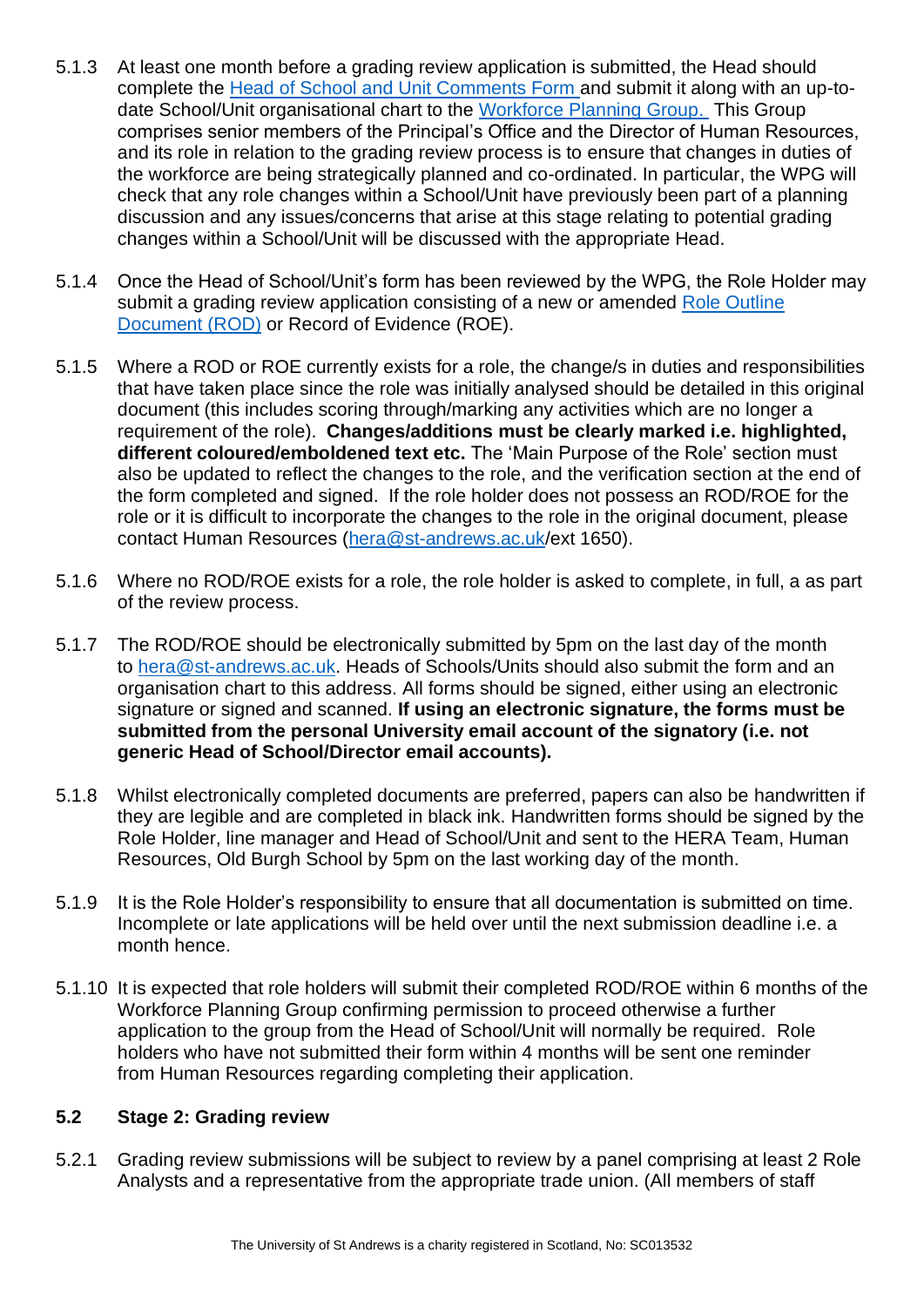5.1.3 At least one month before a grading review application is submitted, the Head should complete the [Head of School and Unit Comments Form](#) and submit it along with an up-to-date School/Unit organisational chart to the [Workforce Planning Group.](#) This Group comprises senior members of the Principal's Office and the Director of Human Resources, and its role in relation to the grading review process is to ensure that changes in duties of the workforce are being strategically planned and co-ordinated. In particular, the WPG will check that any role changes within a School/Unit have previously been part of a planning discussion and any issues/concerns that arise at this stage relating to potential grading changes within a School/Unit will be discussed with the appropriate Head.

5.1.4 Once the Head of School/Unit's form has been reviewed by the WPG, the Role Holder may submit a grading review application consisting of a new or amended [Role Outline Document (ROD)](#) or Record of Evidence (ROE).

5.1.5 Where a ROD or ROE currently exists for a role, the change/s in duties and responsibilities that have taken place since the role was initially analysed should be detailed in this original document (this includes scoring through/marking any activities which are no longer a requirement of the role). **Changes/additions must be clearly marked i.e. highlighted, different coloured/emboldened text etc.** The 'Main Purpose of the Role' section must also be updated to reflect the changes to the role, and the verification section at the end of the form completed and signed. If the role holder does not possess an ROD/ROE for the role or it is difficult to incorporate the changes to the role in the original document, please contact Human Resources (hera@st-andrews.ac.uk/ext 1650).

5.1.6 Where no ROD/ROE exists for a role, the role holder is asked to complete, in full, a as part of the review process.

5.1.7 The ROD/ROE should be electronically submitted by 5pm on the last day of the month to hera@st-andrews.ac.uk. Heads of Schools/Units should also submit the form and an organisation chart to this address. All forms should be signed, either using an electronic signature or signed and scanned. **If using an electronic signature, the forms must be submitted from the personal University email account of the signatory (i.e. not generic Head of School/Director email accounts).**

5.1.8 Whilst electronically completed documents are preferred, papers can also be handwritten if they are legible and are completed in black ink. Handwritten forms should be signed by the Role Holder, line manager and Head of School/Unit and sent to the HERA Team, Human Resources, Old Burgh School by 5pm on the last working day of the month.

5.1.9 It is the Role Holder's responsibility to ensure that all documentation is submitted on time. Incomplete or late applications will be held over until the next submission deadline i.e. a month hence.

5.1.10 It is expected that role holders will submit their completed ROD/ROE within 6 months of the Workforce Planning Group confirming permission to proceed otherwise a further application to the group from the Head of School/Unit will normally be required. Role holders who have not submitted their form within 4 months will be sent one reminder from Human Resources regarding completing their application.

### 5.2 Stage 2: Grading review

5.2.1 Grading review submissions will be subject to review by a panel comprising at least 2 Role Analysts and a representative from the appropriate trade union. (All members of staff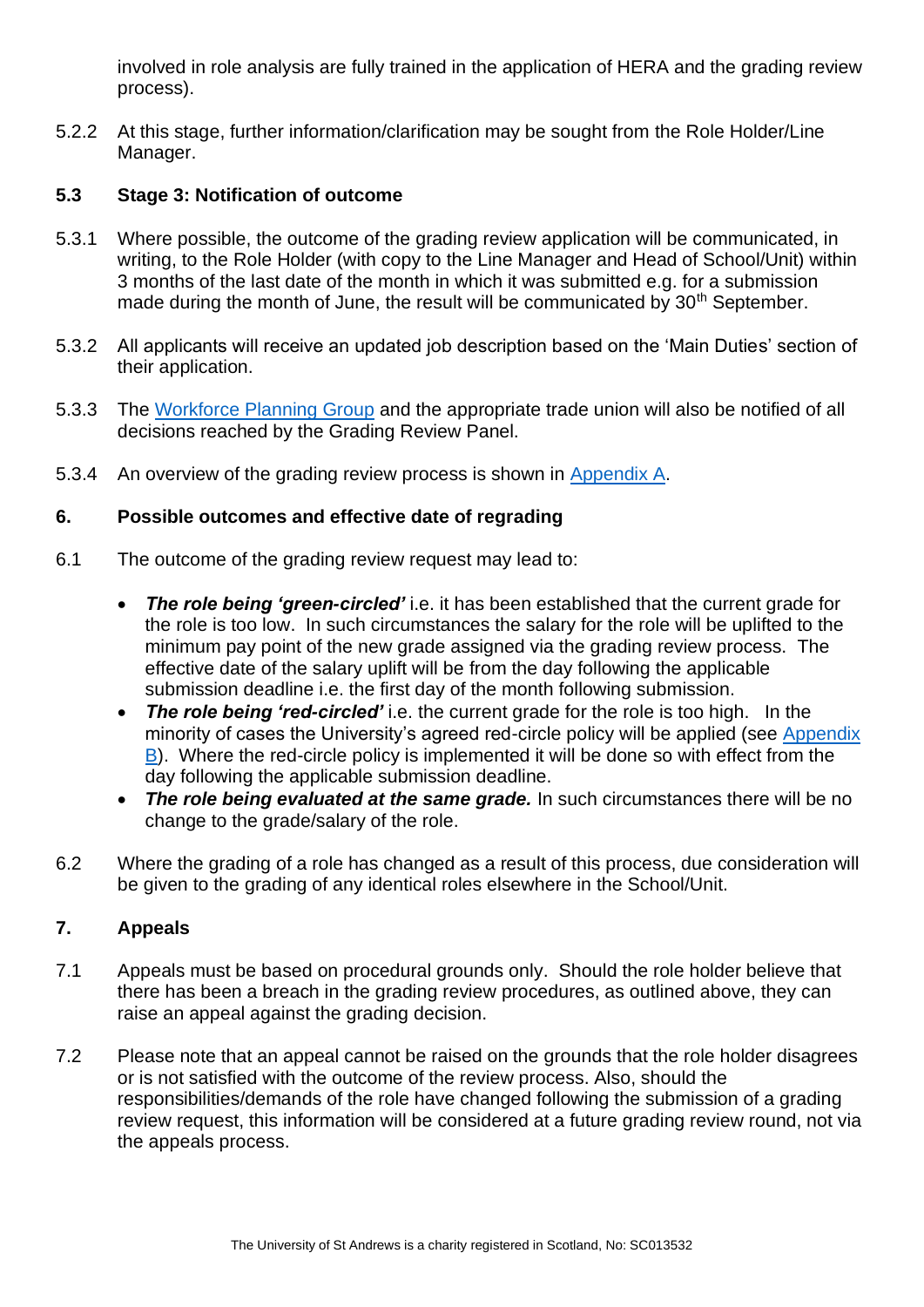involved in role analysis are fully trained in the application of HERA and the grading review process).

5.2.2 At this stage, further information/clarification may be sought from the Role Holder/Line Manager.

### 5.3 Stage 3: Notification of outcome

5.3.1 Where possible, the outcome of the grading review application will be communicated, in writing, to the Role Holder (with copy to the Line Manager and Head of School/Unit) within 3 months of the last date of the month in which it was submitted e.g. for a submission made during the month of June, the result will be communicated by 30th September.

5.3.2 All applicants will receive an updated job description based on the 'Main Duties' section of their application.

5.3.3 The Workforce Planning Group and the appropriate trade union will also be notified of all decisions reached by the Grading Review Panel.

5.3.4 An overview of the grading review process is shown in Appendix A.

## 6. Possible outcomes and effective date of regrading

6.1 The outcome of the grading review request may lead to:

- ***The role being 'green-circled'*** i.e. it has been established that the current grade for the role is too low. In such circumstances the salary for the role will be uplifted to the minimum pay point of the new grade assigned via the grading review process. The effective date of the salary uplift will be from the day following the applicable submission deadline i.e. the first day of the month following submission.
- ***The role being 'red-circled'*** i.e. the current grade for the role is too high. In the minority of cases the University's agreed red-circle policy will be applied (see Appendix B). Where the red-circle policy is implemented it will be done so with effect from the day following the applicable submission deadline.
- ***The role being evaluated at the same grade.*** In such circumstances there will be no change to the grade/salary of the role.

6.2 Where the grading of a role has changed as a result of this process, due consideration will be given to the grading of any identical roles elsewhere in the School/Unit.

## 7. Appeals

7.1 Appeals must be based on procedural grounds only. Should the role holder believe that there has been a breach in the grading review procedures, as outlined above, they can raise an appeal against the grading decision.

7.2 Please note that an appeal cannot be raised on the grounds that the role holder disagrees or is not satisfied with the outcome of the review process. Also, should the responsibilities/demands of the role have changed following the submission of a grading review request, this information will be considered at a future grading review round, not via the appeals process.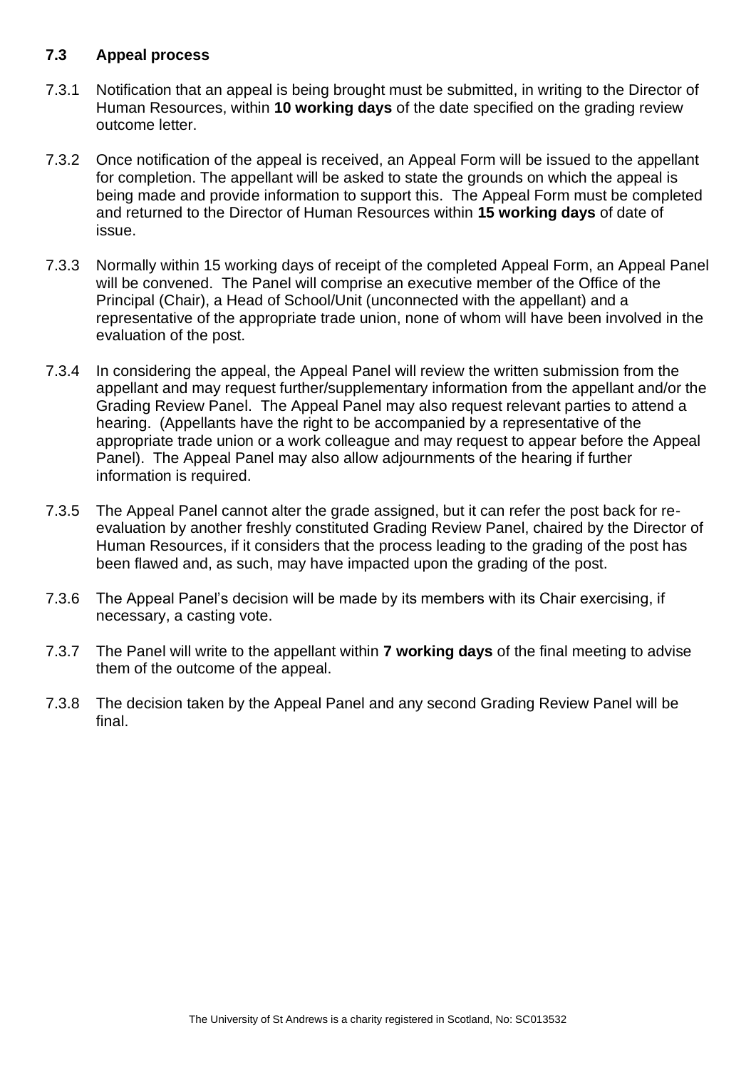### 7.3 Appeal process

7.3.1 Notification that an appeal is being brought must be submitted, in writing to the Director of Human Resources, within **10 working days** of the date specified on the grading review outcome letter.

7.3.2 Once notification of the appeal is received, an Appeal Form will be issued to the appellant for completion. The appellant will be asked to state the grounds on which the appeal is being made and provide information to support this. The Appeal Form must be completed and returned to the Director of Human Resources within **15 working days** of date of issue.

7.3.3 Normally within 15 working days of receipt of the completed Appeal Form, an Appeal Panel will be convened. The Panel will comprise an executive member of the Office of the Principal (Chair), a Head of School/Unit (unconnected with the appellant) and a representative of the appropriate trade union, none of whom will have been involved in the evaluation of the post.

7.3.4 In considering the appeal, the Appeal Panel will review the written submission from the appellant and may request further/supplementary information from the appellant and/or the Grading Review Panel. The Appeal Panel may also request relevant parties to attend a hearing. (Appellants have the right to be accompanied by a representative of the appropriate trade union or a work colleague and may request to appear before the Appeal Panel). The Appeal Panel may also allow adjournments of the hearing if further information is required.

7.3.5 The Appeal Panel cannot alter the grade assigned, but it can refer the post back for re-evaluation by another freshly constituted Grading Review Panel, chaired by the Director of Human Resources, if it considers that the process leading to the grading of the post has been flawed and, as such, may have impacted upon the grading of the post.

7.3.6 The Appeal Panel's decision will be made by its members with its Chair exercising, if necessary, a casting vote.

7.3.7 The Panel will write to the appellant within **7 working days** of the final meeting to advise them of the outcome of the appeal.

7.3.8 The decision taken by the Appeal Panel and any second Grading Review Panel will be final.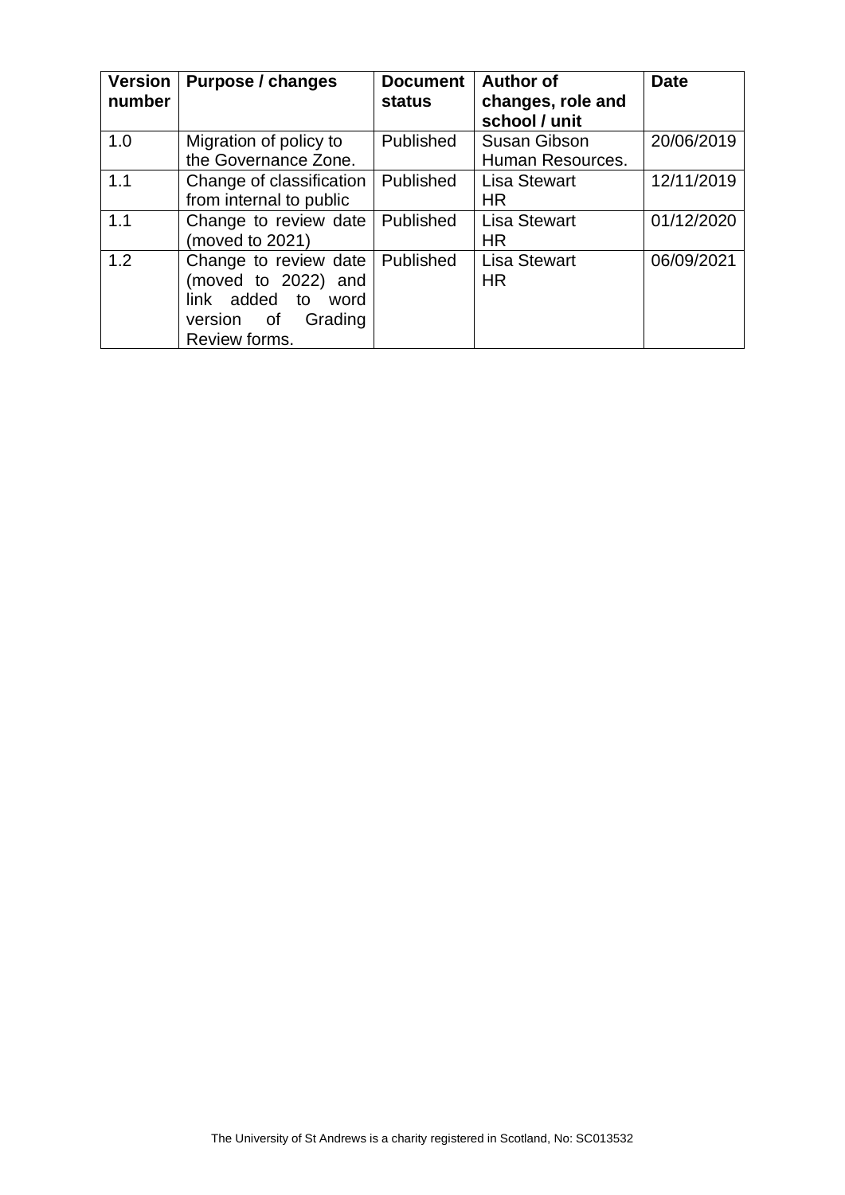| Version number | Purpose / changes | Document status | Author of changes, role and school / unit | Date |
|---|---|---|---|---|
| 1.0 | Migration of policy to the Governance Zone. | Published | Susan Gibson Human Resources. | 20/06/2019 |
| 1.1 | Change of classification from internal to public | Published | Lisa Stewart HR | 12/11/2019 |
| 1.1 | Change to review date (moved to 2021) | Published | Lisa Stewart HR | 01/12/2020 |
| 1.2 | Change to review date (moved to 2022) and link added to word version of Grading Review forms. | Published | Lisa Stewart HR | 06/09/2021 |

The University of St Andrews is a charity registered in Scotland, No: SC013532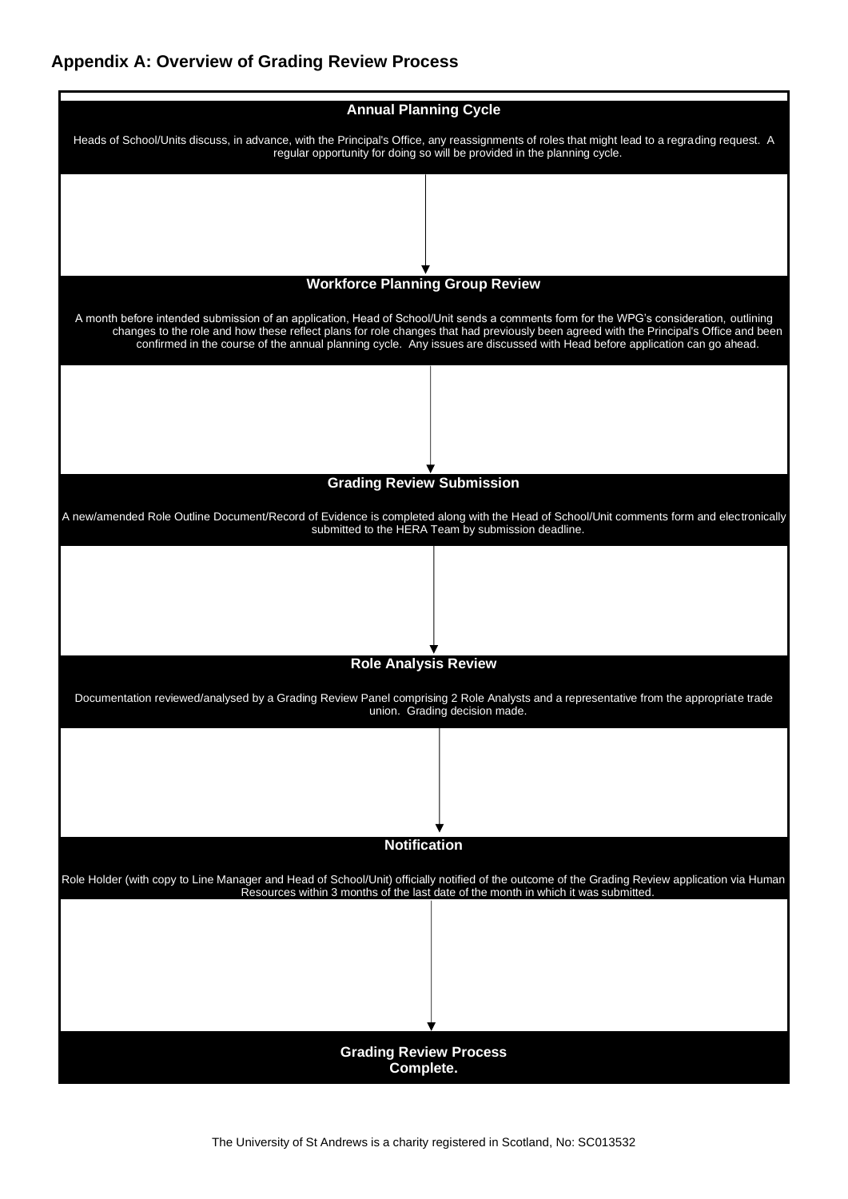## Appendix A: Overview of Grading Review Process

**Annual Planning Cycle**

Heads of School/Units discuss, in advance, with the Principal's Office, any reassignments of roles that might lead to a regrading request. A regular opportunity for doing so will be provided in the planning cycle.

↓

**Workforce Planning Group Review**

A month before intended submission of an application, Head of School/Unit sends a comments form for the WPG's consideration, outlining changes to the role and how these reflect plans for role changes that had previously been agreed with the Principal's Office and been confirmed in the course of the annual planning cycle. Any issues are discussed with Head before application can go ahead.

↓

**Grading Review Submission**

A new/amended Role Outline Document/Record of Evidence is completed along with the Head of School/Unit comments form and electronically submitted to the HERA Team by submission deadline.

↓

**Role Analysis Review**

Documentation reviewed/analysed by a Grading Review Panel comprising 2 Role Analysts and a representative from the appropriate trade union. Grading decision made.

↓

**Notification**

Role Holder (with copy to Line Manager and Head of School/Unit) officially notified of the outcome of the Grading Review application via Human Resources within 3 months of the last date of the month in which it was submitted.

↓

**Grading Review Process Complete.**

The University of St Andrews is a charity registered in Scotland, No: SC013532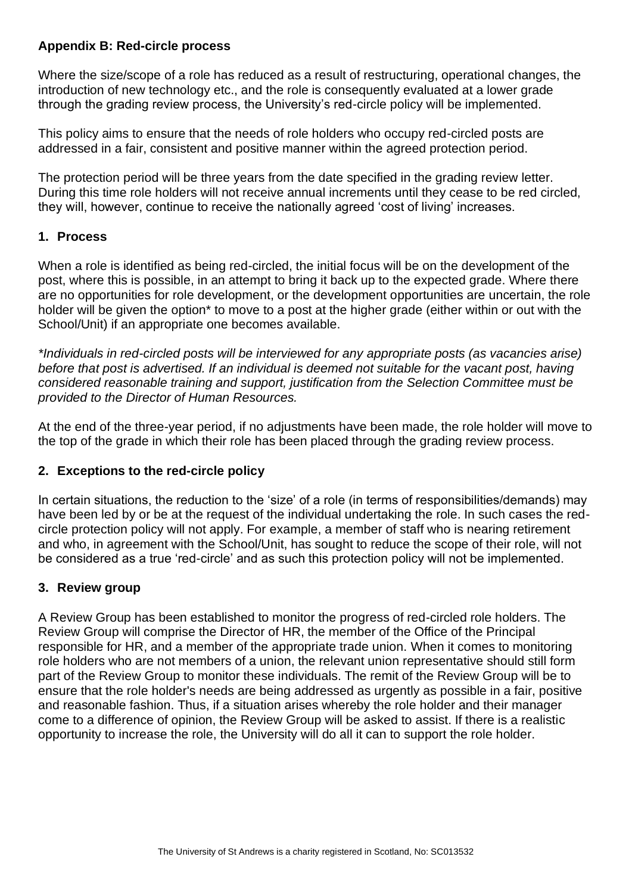## Appendix B: Red-circle process

Where the size/scope of a role has reduced as a result of restructuring, operational changes, the introduction of new technology etc., and the role is consequently evaluated at a lower grade through the grading review process, the University's red-circle policy will be implemented.

This policy aims to ensure that the needs of role holders who occupy red-circled posts are addressed in a fair, consistent and positive manner within the agreed protection period.

The protection period will be three years from the date specified in the grading review letter. During this time role holders will not receive annual increments until they cease to be red circled, they will, however, continue to receive the nationally agreed 'cost of living' increases.

### 1. Process

When a role is identified as being red-circled, the initial focus will be on the development of the post, where this is possible, in an attempt to bring it back up to the expected grade. Where there are no opportunities for role development, or the development opportunities are uncertain, the role holder will be given the option* to move to a post at the higher grade (either within or out with the School/Unit) if an appropriate one becomes available.

*\*Individuals in red-circled posts will be interviewed for any appropriate posts (as vacancies arise) before that post is advertised. If an individual is deemed not suitable for the vacant post, having considered reasonable training and support, justification from the Selection Committee must be provided to the Director of Human Resources.*

At the end of the three-year period, if no adjustments have been made, the role holder will move to the top of the grade in which their role has been placed through the grading review process.

### 2. Exceptions to the red-circle policy

In certain situations, the reduction to the 'size' of a role (in terms of responsibilities/demands) may have been led by or be at the request of the individual undertaking the role. In such cases the red-circle protection policy will not apply. For example, a member of staff who is nearing retirement and who, in agreement with the School/Unit, has sought to reduce the scope of their role, will not be considered as a true 'red-circle' and as such this protection policy will not be implemented.

### 3. Review group

A Review Group has been established to monitor the progress of red-circled role holders. The Review Group will comprise the Director of HR, the member of the Office of the Principal responsible for HR, and a member of the appropriate trade union. When it comes to monitoring role holders who are not members of a union, the relevant union representative should still form part of the Review Group to monitor these individuals. The remit of the Review Group will be to ensure that the role holder's needs are being addressed as urgently as possible in a fair, positive and reasonable fashion. Thus, if a situation arises whereby the role holder and their manager come to a difference of opinion, the Review Group will be asked to assist. If there is a realistic opportunity to increase the role, the University will do all it can to support the role holder.